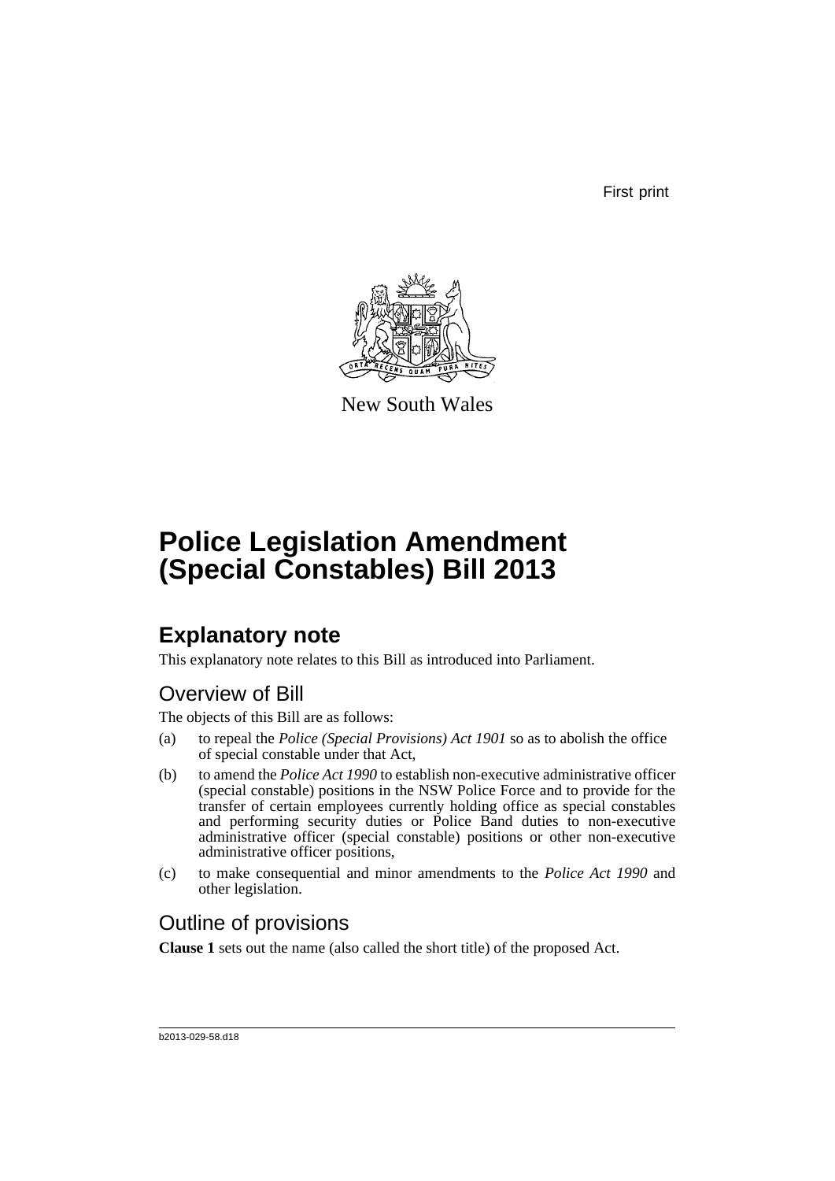First print

New South Wales

# Police Legislation Amendment (Special Constables) Bill 2013

## Explanatory note

This explanatory note relates to this Bill as introduced into Parliament.

### Overview of Bill

The objects of this Bill are as follows:

(a) to repeal the *Police (Special Provisions) Act 1901* so as to abolish the office of special constable under that Act,

(b) to amend the *Police Act 1990* to establish non-executive administrative officer (special constable) positions in the NSW Police Force and to provide for the transfer of certain employees currently holding office as special constables and performing security duties or Police Band duties to non-executive administrative officer (special constable) positions or other non-executive administrative officer positions,

(c) to make consequential and minor amendments to the *Police Act 1990* and other legislation.

### Outline of provisions

**Clause 1** sets out the name (also called the short title) of the proposed Act.

b2013-029-58.d18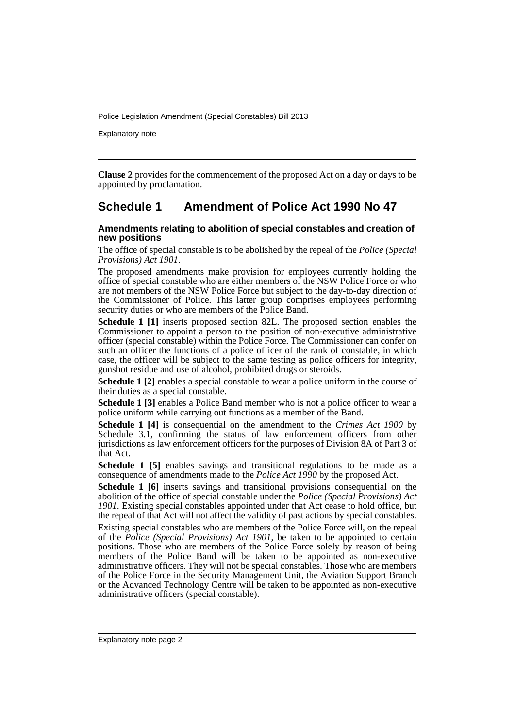**Clause 2** provides for the commencement of the proposed Act on a day or days to be appointed by proclamation.

## Schedule 1 Amendment of Police Act 1990 No 47

### Amendments relating to abolition of special constables and creation of new positions

The office of special constable is to be abolished by the repeal of the *Police (Special Provisions) Act 1901*.

The proposed amendments make provision for employees currently holding the office of special constable who are either members of the NSW Police Force or who are not members of the NSW Police Force but subject to the day-to-day direction of the Commissioner of Police. This latter group comprises employees performing security duties or who are members of the Police Band.

**Schedule 1 [1]** inserts proposed section 82L. The proposed section enables the Commissioner to appoint a person to the position of non-executive administrative officer (special constable) within the Police Force. The Commissioner can confer on such an officer the functions of a police officer of the rank of constable, in which case, the officer will be subject to the same testing as police officers for integrity, gunshot residue and use of alcohol, prohibited drugs or steroids.

**Schedule 1 [2]** enables a special constable to wear a police uniform in the course of their duties as a special constable.

**Schedule 1 [3]** enables a Police Band member who is not a police officer to wear a police uniform while carrying out functions as a member of the Band.

**Schedule 1 [4]** is consequential on the amendment to the *Crimes Act 1900* by Schedule 3.1, confirming the status of law enforcement officers from other jurisdictions as law enforcement officers for the purposes of Division 8A of Part 3 of that Act.

**Schedule 1 [5]** enables savings and transitional regulations to be made as a consequence of amendments made to the *Police Act 1990* by the proposed Act.

**Schedule 1 [6]** inserts savings and transitional provisions consequential on the abolition of the office of special constable under the *Police (Special Provisions) Act 1901*. Existing special constables appointed under that Act cease to hold office, but the repeal of that Act will not affect the validity of past actions by special constables.

Existing special constables who are members of the Police Force will, on the repeal of the *Police (Special Provisions) Act 1901*, be taken to be appointed to certain positions. Those who are members of the Police Force solely by reason of being members of the Police Band will be taken to be appointed as non-executive administrative officers. They will not be special constables. Those who are members of the Police Force in the Security Management Unit, the Aviation Support Branch or the Advanced Technology Centre will be taken to be appointed as non-executive administrative officers (special constable).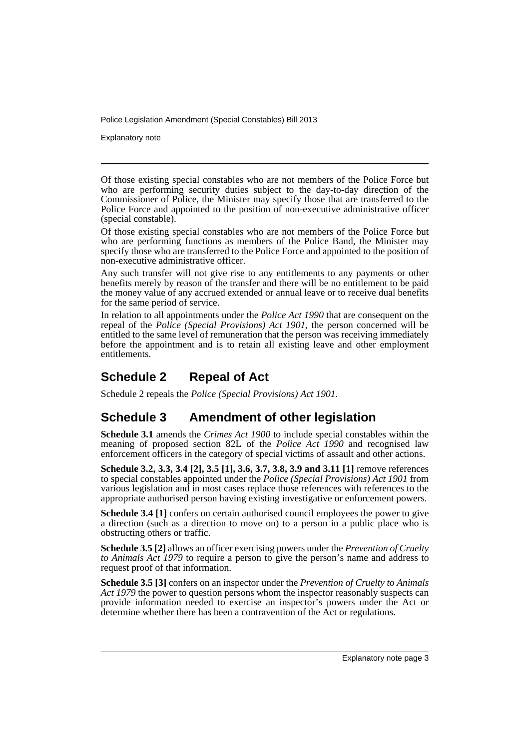Of those existing special constables who are not members of the Police Force but who are performing security duties subject to the day-to-day direction of the Commissioner of Police, the Minister may specify those that are transferred to the Police Force and appointed to the position of non-executive administrative officer (special constable).

Of those existing special constables who are not members of the Police Force but who are performing functions as members of the Police Band, the Minister may specify those who are transferred to the Police Force and appointed to the position of non-executive administrative officer.

Any such transfer will not give rise to any entitlements to any payments or other benefits merely by reason of the transfer and there will be no entitlement to be paid the money value of any accrued extended or annual leave or to receive dual benefits for the same period of service.

In relation to all appointments under the *Police Act 1990* that are consequent on the repeal of the *Police (Special Provisions) Act 1901*, the person concerned will be entitled to the same level of remuneration that the person was receiving immediately before the appointment and is to retain all existing leave and other employment entitlements.

## Schedule 2 Repeal of Act

Schedule 2 repeals the *Police (Special Provisions) Act 1901*.

## Schedule 3 Amendment of other legislation

**Schedule 3.1** amends the *Crimes Act 1900* to include special constables within the meaning of proposed section 82L of the *Police Act 1990* and recognised law enforcement officers in the category of special victims of assault and other actions.

**Schedule 3.2, 3.3, 3.4 [2], 3.5 [1], 3.6, 3.7, 3.8, 3.9 and 3.11 [1]** remove references to special constables appointed under the *Police (Special Provisions) Act 1901* from various legislation and in most cases replace those references with references to the appropriate authorised person having existing investigative or enforcement powers.

**Schedule 3.4 [1]** confers on certain authorised council employees the power to give a direction (such as a direction to move on) to a person in a public place who is obstructing others or traffic.

**Schedule 3.5 [2]** allows an officer exercising powers under the *Prevention of Cruelty to Animals Act 1979* to require a person to give the person's name and address to request proof of that information.

**Schedule 3.5 [3]** confers on an inspector under the *Prevention of Cruelty to Animals Act 1979* the power to question persons whom the inspector reasonably suspects can provide information needed to exercise an inspector's powers under the Act or determine whether there has been a contravention of the Act or regulations.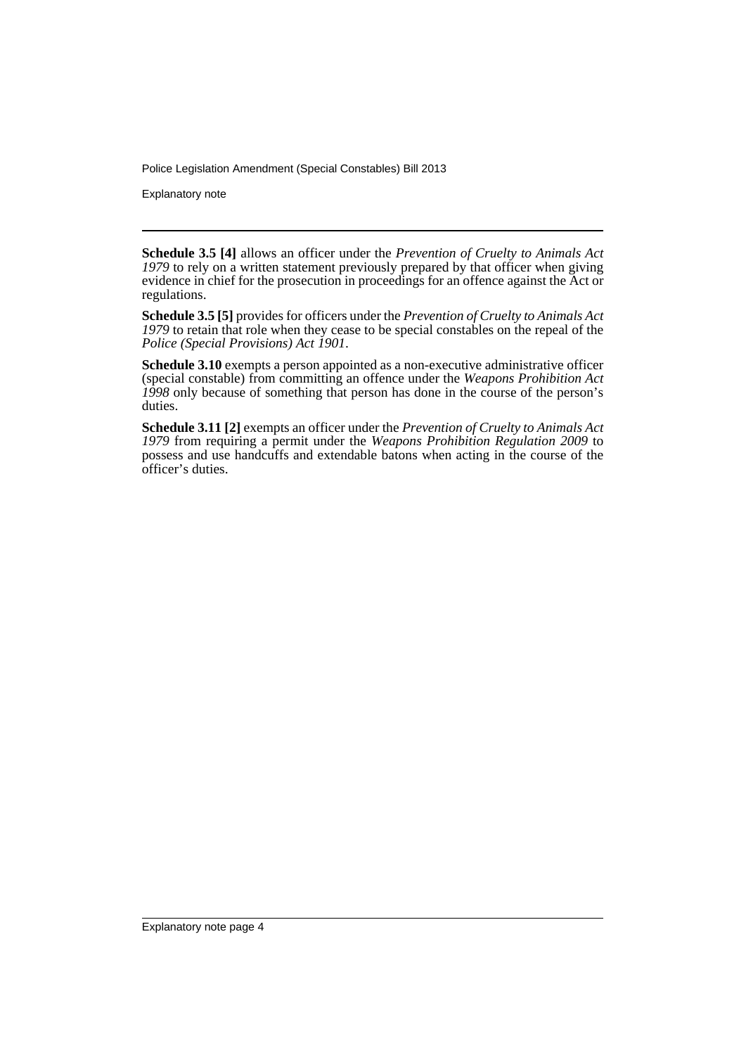**Schedule 3.5 [4]** allows an officer under the *Prevention of Cruelty to Animals Act 1979* to rely on a written statement previously prepared by that officer when giving evidence in chief for the prosecution in proceedings for an offence against the Act or regulations.

**Schedule 3.5 [5]** provides for officers under the *Prevention of Cruelty to Animals Act 1979* to retain that role when they cease to be special constables on the repeal of the *Police (Special Provisions) Act 1901*.

**Schedule 3.10** exempts a person appointed as a non-executive administrative officer (special constable) from committing an offence under the *Weapons Prohibition Act 1998* only because of something that person has done in the course of the person's duties.

**Schedule 3.11 [2]** exempts an officer under the *Prevention of Cruelty to Animals Act 1979* from requiring a permit under the *Weapons Prohibition Regulation 2009* to possess and use handcuffs and extendable batons when acting in the course of the officer's duties.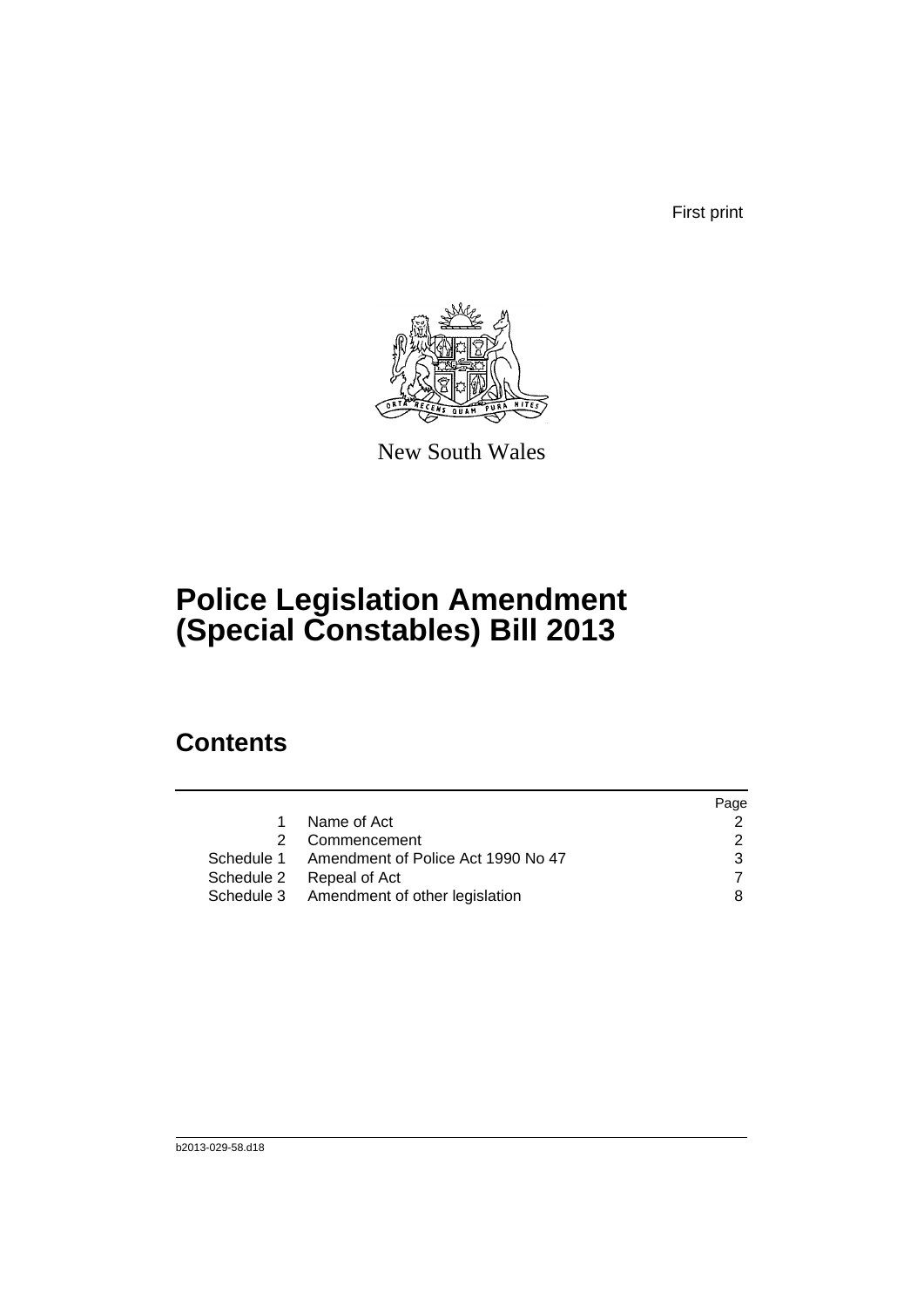First print

New South Wales

# Police Legislation Amendment (Special Constables) Bill 2013

## Contents

| | | Page |
|---|---|---|
| 1 | Name of Act | 2 |
| 2 | Commencement | 2 |
| Schedule 1 | Amendment of Police Act 1990 No 47 | 3 |
| Schedule 2 | Repeal of Act | 7 |
| Schedule 3 | Amendment of other legislation | 8 |

b2013-029-58.d18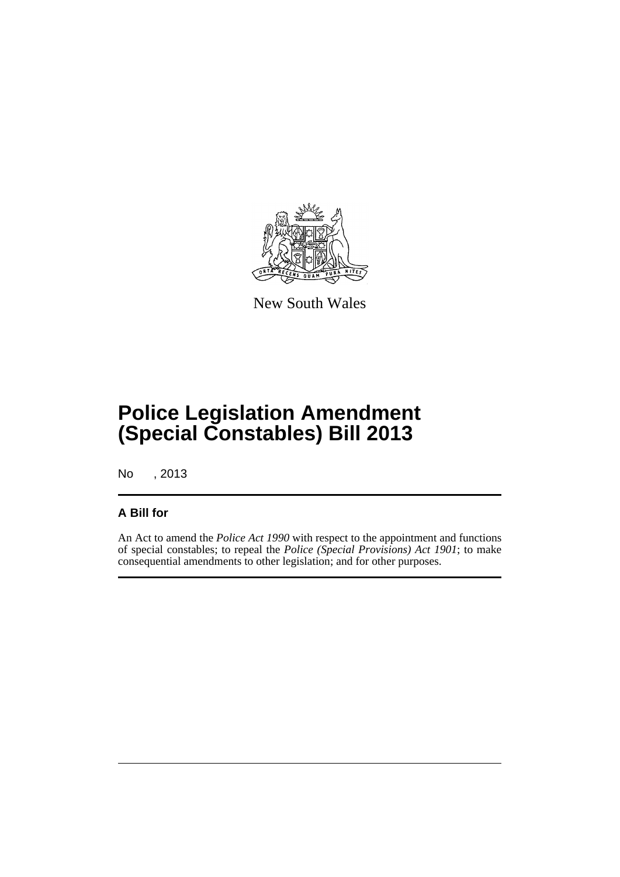New South Wales

# Police Legislation Amendment (Special Constables) Bill 2013

No , 2013

## A Bill for

An Act to amend the *Police Act 1990* with respect to the appointment and functions of special constables; to repeal the *Police (Special Provisions) Act 1901*; to make consequential amendments to other legislation; and for other purposes.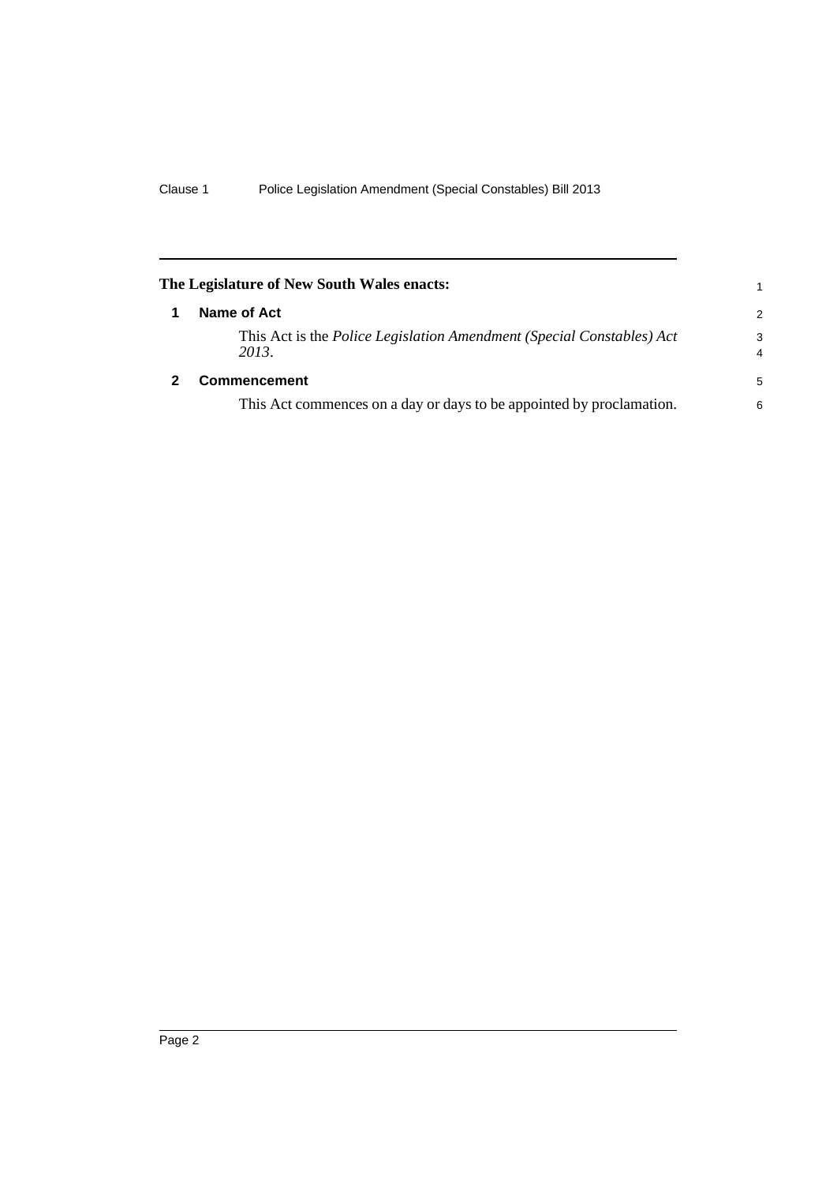**The Legislature of New South Wales enacts:**

## 1 Name of Act

This Act is the *Police Legislation Amendment (Special Constables) Act 2013*.

## 2 Commencement

This Act commences on a day or days to be appointed by proclamation.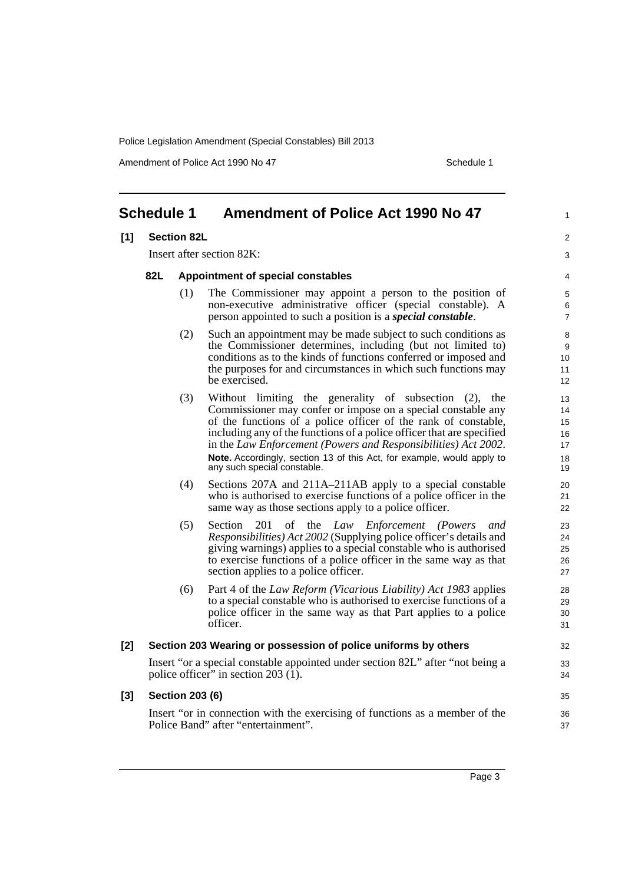# Schedule 1 Amendment of Police Act 1990 No 47

**[1] Section 82L**

Insert after section 82K:

**82L Appointment of special constables**

(1) The Commissioner may appoint a person to the position of non-executive administrative officer (special constable). A person appointed to such a position is a ***special constable***.

(2) Such an appointment may be made subject to such conditions as the Commissioner determines, including (but not limited to) conditions as to the kinds of functions conferred or imposed and the purposes for and circumstances in which such functions may be exercised.

(3) Without limiting the generality of subsection (2), the Commissioner may confer or impose on a special constable any of the functions of a police officer of the rank of constable, including any of the functions of a police officer that are specified in the *Law Enforcement (Powers and Responsibilities) Act 2002*.

**Note.** Accordingly, section 13 of this Act, for example, would apply to any such special constable.

(4) Sections 207A and 211A–211AB apply to a special constable who is authorised to exercise functions of a police officer in the same way as those sections apply to a police officer.

(5) Section 201 of the *Law Enforcement (Powers and Responsibilities) Act 2002* (Supplying police officer's details and giving warnings) applies to a special constable who is authorised to exercise functions of a police officer in the same way as that section applies to a police officer.

(6) Part 4 of the *Law Reform (Vicarious Liability) Act 1983* applies to a special constable who is authorised to exercise functions of a police officer in the same way as that Part applies to a police officer.

**[2] Section 203 Wearing or possession of police uniforms by others**

Insert "or a special constable appointed under section 82L" after "not being a police officer" in section 203 (1).

**[3] Section 203 (6)**

Insert "or in connection with the exercising of functions as a member of the Police Band" after "entertainment".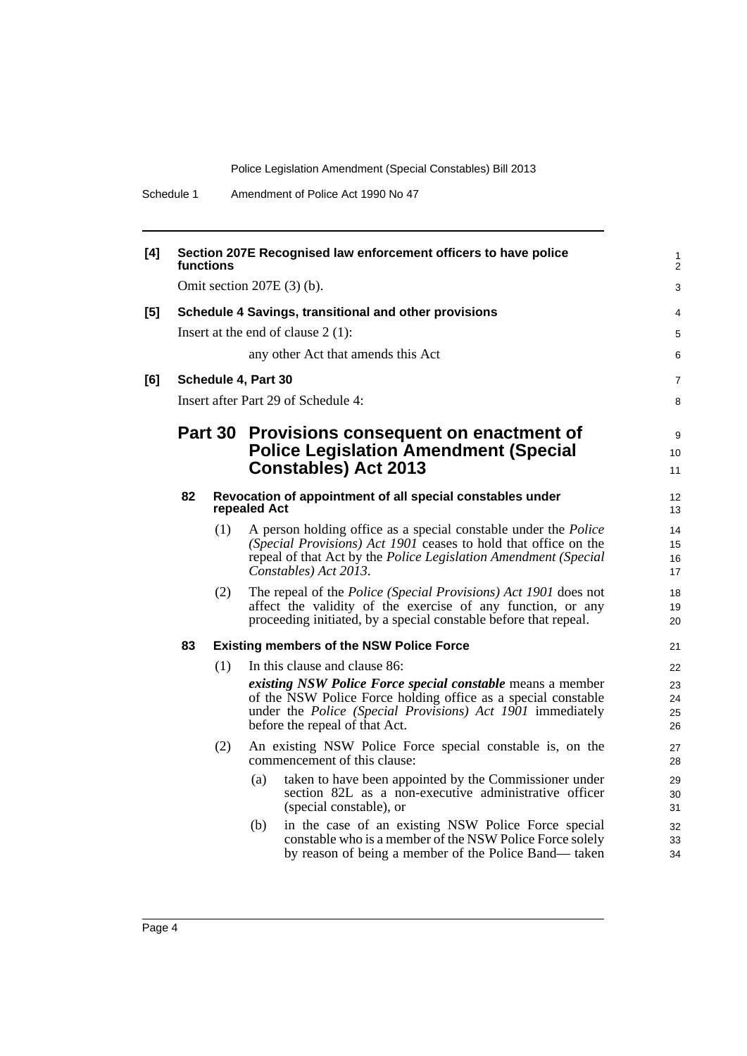**[4] Section 207E Recognised law enforcement officers to have police functions**

Omit section 207E (3) (b).

**[5] Schedule 4 Savings, transitional and other provisions**

Insert at the end of clause 2 (1):

any other Act that amends this Act

**[6] Schedule 4, Part 30**

Insert after Part 29 of Schedule 4:

## Part 30 Provisions consequent on enactment of Police Legislation Amendment (Special Constables) Act 2013

### 82 Revocation of appointment of all special constables under repealed Act

(1) A person holding office as a special constable under the *Police (Special Provisions) Act 1901* ceases to hold that office on the repeal of that Act by the *Police Legislation Amendment (Special Constables) Act 2013*.

(2) The repeal of the *Police (Special Provisions) Act 1901* does not affect the validity of the exercise of any function, or any proceeding initiated, by a special constable before that repeal.

### 83 Existing members of the NSW Police Force

(1) In this clause and clause 86:

***existing NSW Police Force special constable*** means a member of the NSW Police Force holding office as a special constable under the *Police (Special Provisions) Act 1901* immediately before the repeal of that Act.

(2) An existing NSW Police Force special constable is, on the commencement of this clause:

(a) taken to have been appointed by the Commissioner under section 82L as a non-executive administrative officer (special constable), or

(b) in the case of an existing NSW Police Force special constable who is a member of the NSW Police Force solely by reason of being a member of the Police Band— taken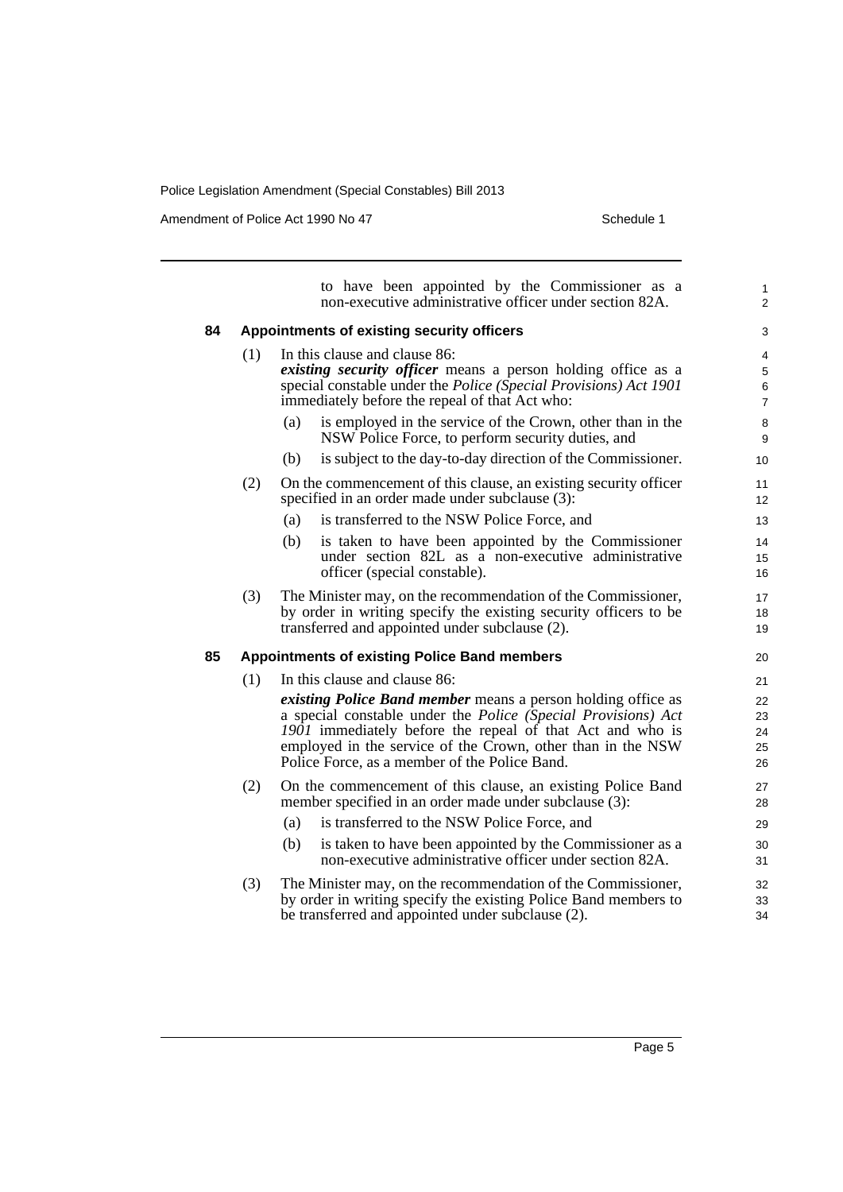to have been appointed by the Commissioner as a non-executive administrative officer under section 82A.

### 84 Appointments of existing security officers

(1) In this clause and clause 86:

***existing security officer*** means a person holding office as a special constable under the *Police (Special Provisions) Act 1901* immediately before the repeal of that Act who:

- (a) is employed in the service of the Crown, other than in the NSW Police Force, to perform security duties, and
- (b) is subject to the day-to-day direction of the Commissioner.

(2) On the commencement of this clause, an existing security officer specified in an order made under subclause (3):

- (a) is transferred to the NSW Police Force, and
- (b) is taken to have been appointed by the Commissioner under section 82L as a non-executive administrative officer (special constable).

(3) The Minister may, on the recommendation of the Commissioner, by order in writing specify the existing security officers to be transferred and appointed under subclause (2).

### 85 Appointments of existing Police Band members

(1) In this clause and clause 86:

***existing Police Band member*** means a person holding office as a special constable under the *Police (Special Provisions) Act 1901* immediately before the repeal of that Act and who is employed in the service of the Crown, other than in the NSW Police Force, as a member of the Police Band.

(2) On the commencement of this clause, an existing Police Band member specified in an order made under subclause (3):

- (a) is transferred to the NSW Police Force, and
- (b) is taken to have been appointed by the Commissioner as a non-executive administrative officer under section 82A.

(3) The Minister may, on the recommendation of the Commissioner, by order in writing specify the existing Police Band members to be transferred and appointed under subclause (2).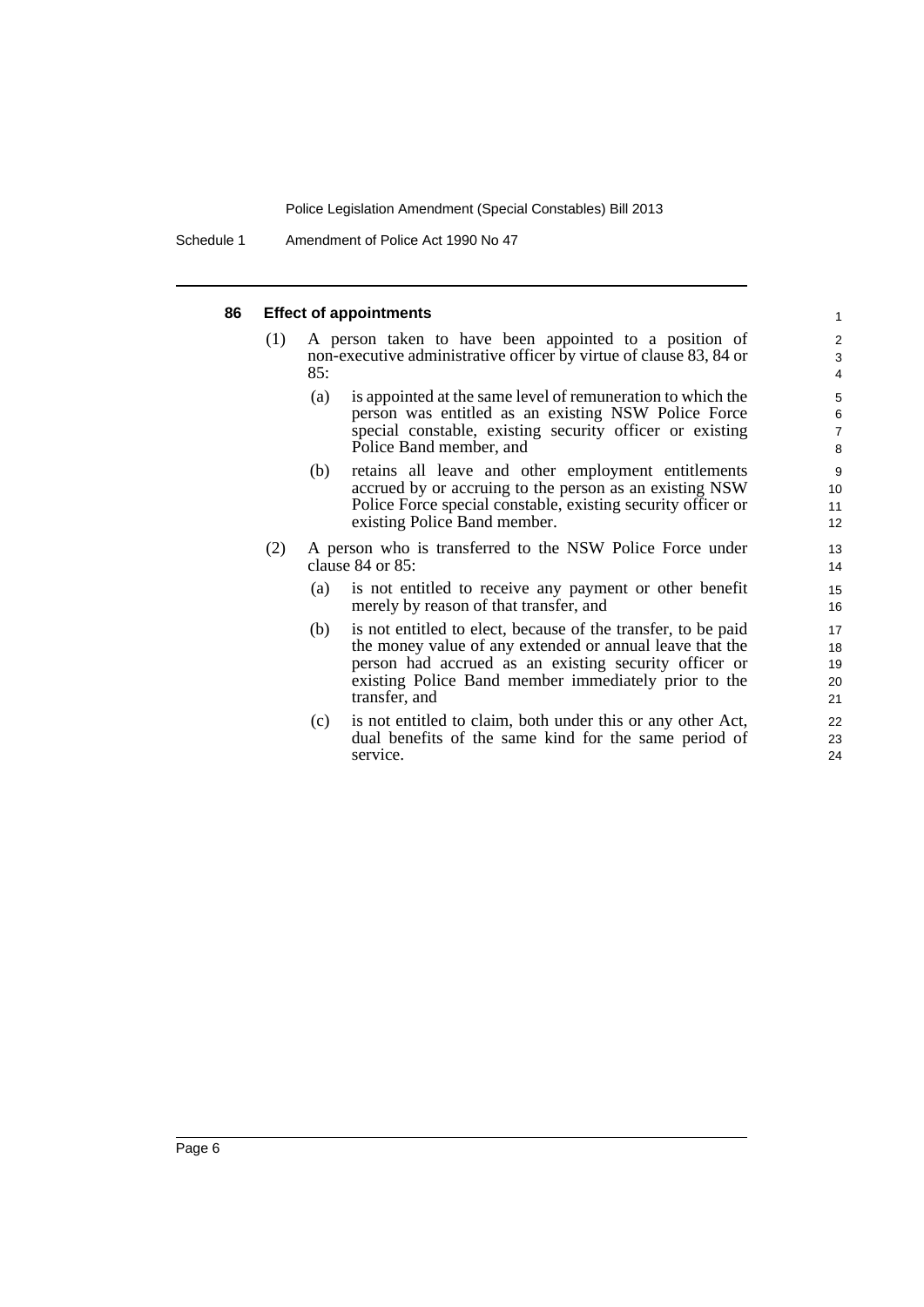### 86 Effect of appointments

(1) A person taken to have been appointed to a position of non-executive administrative officer by virtue of clause 83, 84 or 85:

(a) is appointed at the same level of remuneration to which the person was entitled as an existing NSW Police Force special constable, existing security officer or existing Police Band member, and

(b) retains all leave and other employment entitlements accrued by or accruing to the person as an existing NSW Police Force special constable, existing security officer or existing Police Band member.

(2) A person who is transferred to the NSW Police Force under clause 84 or 85:

(a) is not entitled to receive any payment or other benefit merely by reason of that transfer, and

(b) is not entitled to elect, because of the transfer, to be paid the money value of any extended or annual leave that the person had accrued as an existing security officer or existing Police Band member immediately prior to the transfer, and

(c) is not entitled to claim, both under this or any other Act, dual benefits of the same kind for the same period of service.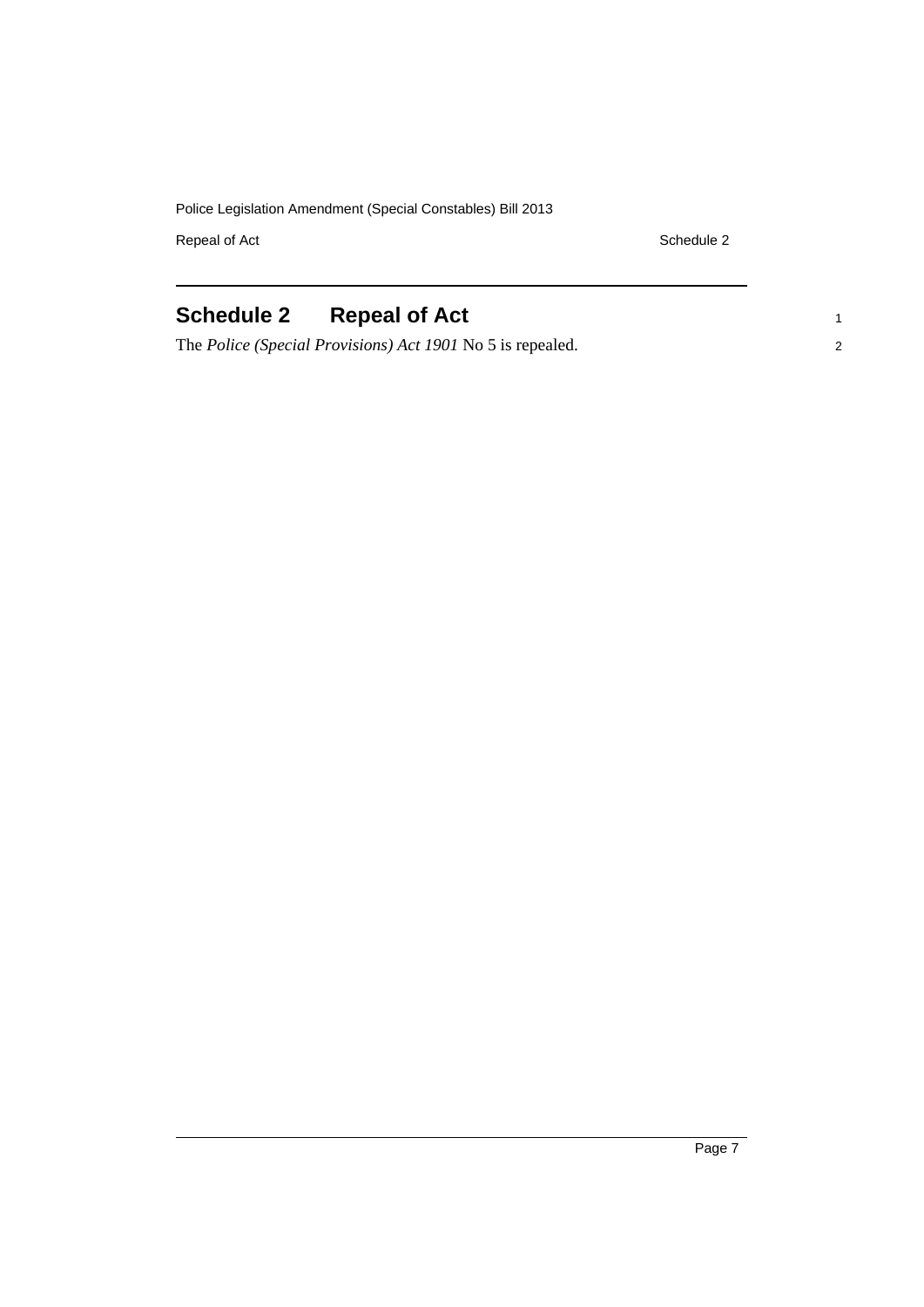## Schedule 2 Repeal of Act

The *Police (Special Provisions) Act 1901* No 5 is repealed.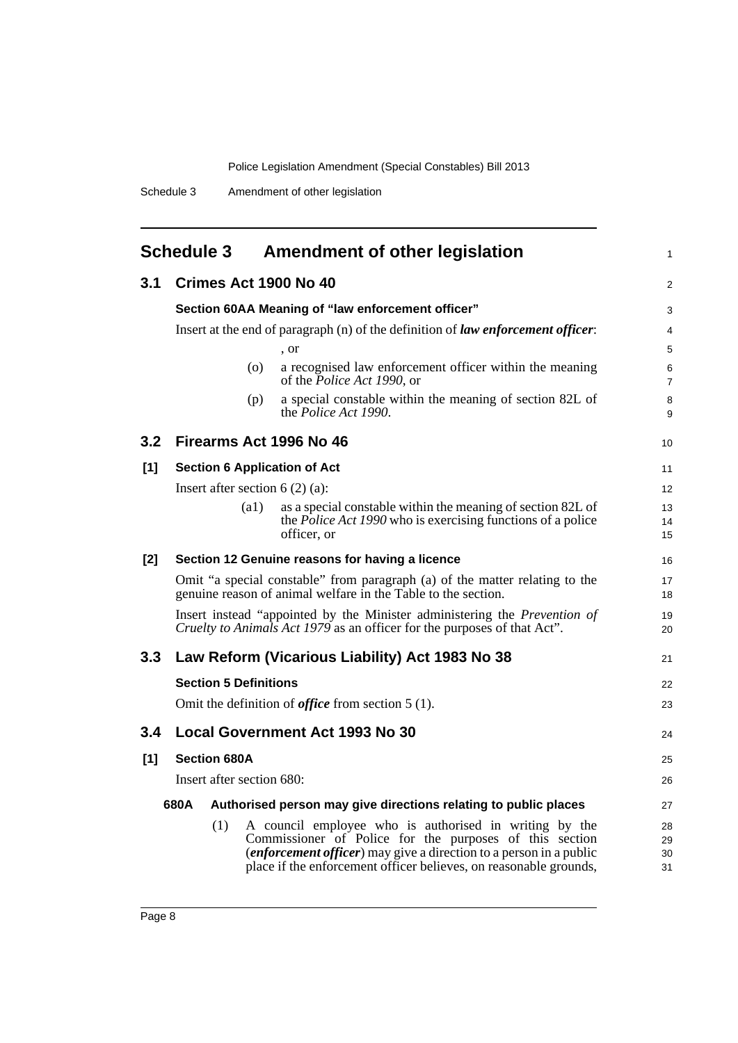# Schedule 3 Amendment of other legislation

## 3.1 Crimes Act 1900 No 40

### Section 60AA Meaning of "law enforcement officer"

Insert at the end of paragraph (n) of the definition of ***law enforcement officer***:

, or

(o) a recognised law enforcement officer within the meaning of the *Police Act 1990*, or

(p) a special constable within the meaning of section 82L of the *Police Act 1990*.

## 3.2 Firearms Act 1996 No 46

### [1] Section 6 Application of Act

Insert after section 6 (2) (a):

(a1) as a special constable within the meaning of section 82L of the *Police Act 1990* who is exercising functions of a police officer, or

### [2] Section 12 Genuine reasons for having a licence

Omit "a special constable" from paragraph (a) of the matter relating to the genuine reason of animal welfare in the Table to the section.

Insert instead "appointed by the Minister administering the *Prevention of Cruelty to Animals Act 1979* as an officer for the purposes of that Act".

## 3.3 Law Reform (Vicarious Liability) Act 1983 No 38

### Section 5 Definitions

Omit the definition of ***office*** from section 5 (1).

## 3.4 Local Government Act 1993 No 30

### [1] Section 680A

Insert after section 680:

**680A Authorised person may give directions relating to public places**

(1) A council employee who is authorised in writing by the Commissioner of Police for the purposes of this section (***enforcement officer***) may give a direction to a person in a public place if the enforcement officer believes, on reasonable grounds,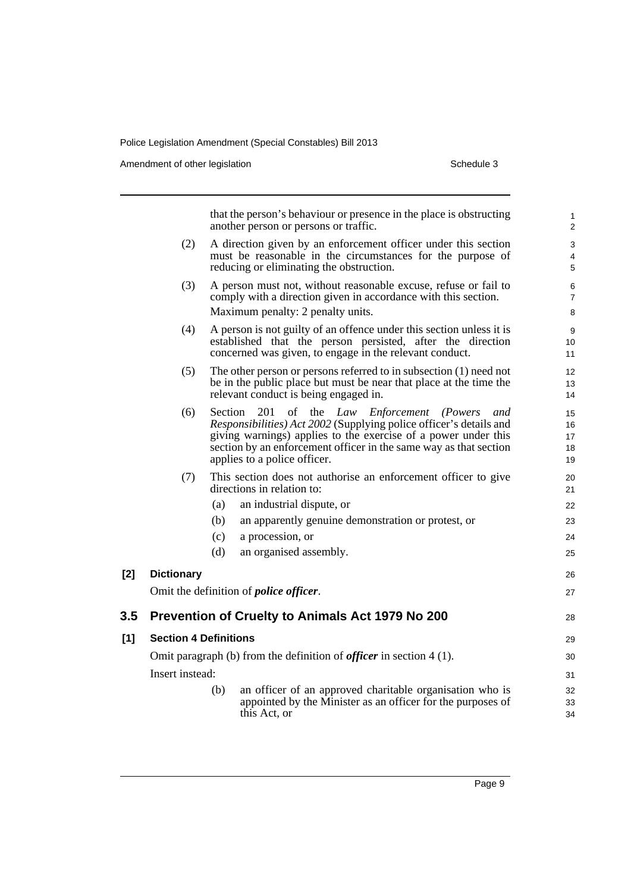that the person's behaviour or presence in the place is obstructing another person or persons or traffic.

(2) A direction given by an enforcement officer under this section must be reasonable in the circumstances for the purpose of reducing or eliminating the obstruction.

(3) A person must not, without reasonable excuse, refuse or fail to comply with a direction given in accordance with this section.

Maximum penalty: 2 penalty units.

(4) A person is not guilty of an offence under this section unless it is established that the person persisted, after the direction concerned was given, to engage in the relevant conduct.

(5) The other person or persons referred to in subsection (1) need not be in the public place but must be near that place at the time the relevant conduct is being engaged in.

(6) Section 201 of the *Law Enforcement (Powers and Responsibilities) Act 2002* (Supplying police officer's details and giving warnings) applies to the exercise of a power under this section by an enforcement officer in the same way as that section applies to a police officer.

(7) This section does not authorise an enforcement officer to give directions in relation to:

(a) an industrial dispute, or

(b) an apparently genuine demonstration or protest, or

(c) a procession, or

(d) an organised assembly.

**[2] Dictionary**

Omit the definition of ***police officer***.

## 3.5 Prevention of Cruelty to Animals Act 1979 No 200

**[1] Section 4 Definitions**

Omit paragraph (b) from the definition of ***officer*** in section 4 (1).

Insert instead:

(b) an officer of an approved charitable organisation who is appointed by the Minister as an officer for the purposes of this Act, or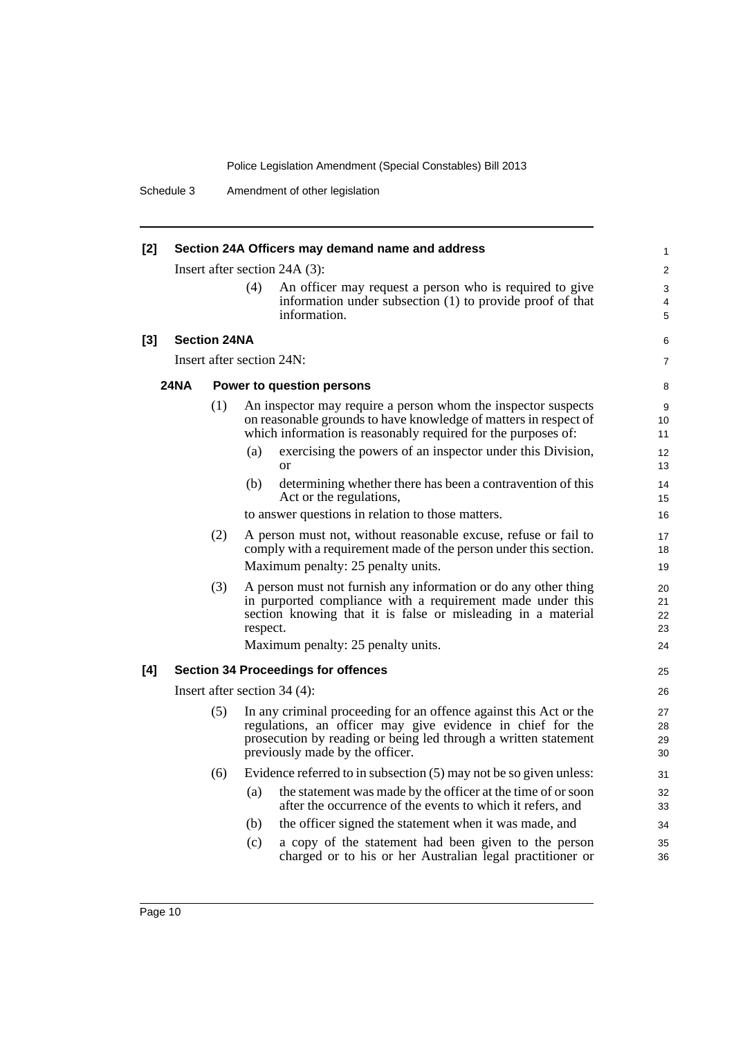**[2] Section 24A Officers may demand name and address**

Insert after section 24A (3):

(4) An officer may request a person who is required to give information under subsection (1) to provide proof of that information.

**[3] Section 24NA**

Insert after section 24N:

**24NA Power to question persons**

(1) An inspector may require a person whom the inspector suspects on reasonable grounds to have knowledge of matters in respect of which information is reasonably required for the purposes of:

(a) exercising the powers of an inspector under this Division, or

(b) determining whether there has been a contravention of this Act or the regulations,

to answer questions in relation to those matters.

(2) A person must not, without reasonable excuse, refuse or fail to comply with a requirement made of the person under this section.

Maximum penalty: 25 penalty units.

(3) A person must not furnish any information or do any other thing in purported compliance with a requirement made under this section knowing that it is false or misleading in a material respect.

Maximum penalty: 25 penalty units.

**[4] Section 34 Proceedings for offences**

Insert after section 34 (4):

(5) In any criminal proceeding for an offence against this Act or the regulations, an officer may give evidence in chief for the prosecution by reading or being led through a written statement previously made by the officer.

(6) Evidence referred to in subsection (5) may not be so given unless:

(a) the statement was made by the officer at the time of or soon after the occurrence of the events to which it refers, and

(b) the officer signed the statement when it was made, and

(c) a copy of the statement had been given to the person charged or to his or her Australian legal practitioner or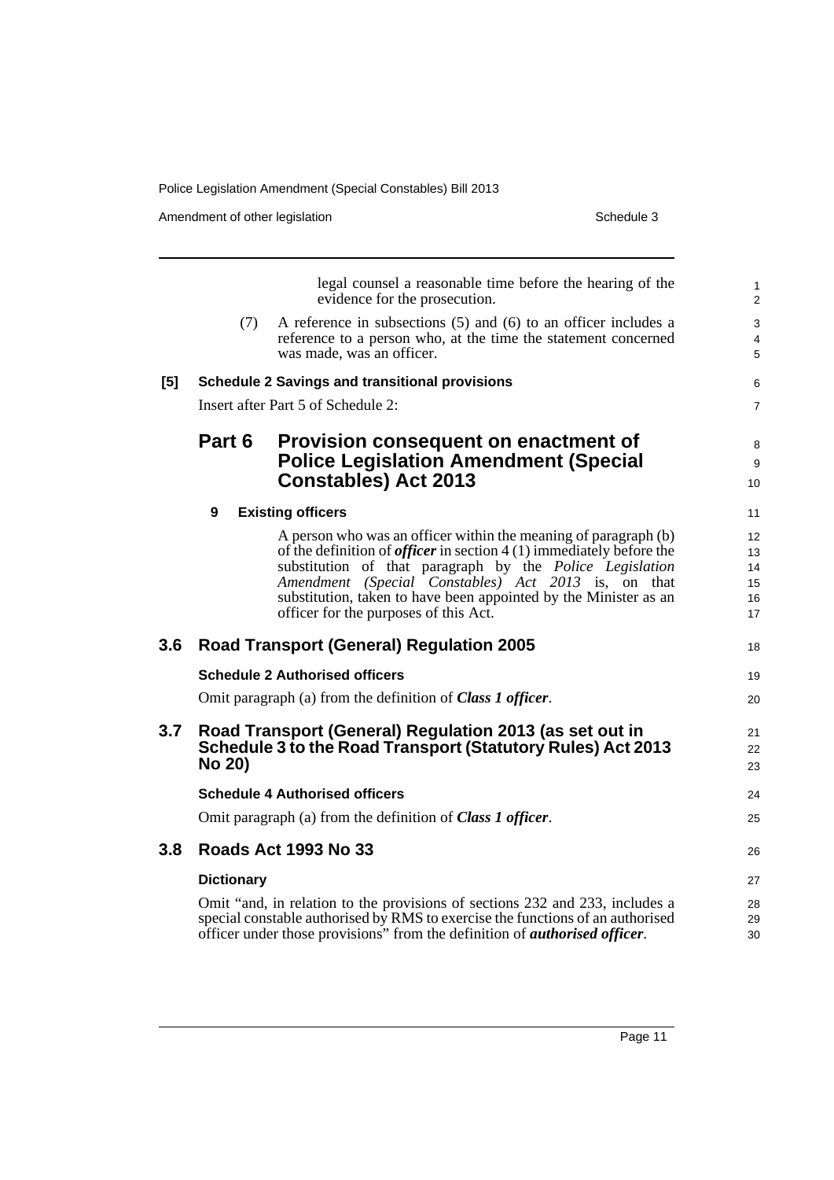legal counsel a reasonable time before the hearing of the evidence for the prosecution.

(7) A reference in subsections (5) and (6) to an officer includes a reference to a person who, at the time the statement concerned was made, was an officer.

**[5] Schedule 2 Savings and transitional provisions**

Insert after Part 5 of Schedule 2:

## Part 6 Provision consequent on enactment of Police Legislation Amendment (Special Constables) Act 2013

**9 Existing officers**

A person who was an officer within the meaning of paragraph (b) of the definition of ***officer*** in section 4 (1) immediately before the substitution of that paragraph by the *Police Legislation Amendment (Special Constables) Act 2013* is, on that substitution, taken to have been appointed by the Minister as an officer for the purposes of this Act.

## 3.6 Road Transport (General) Regulation 2005

**Schedule 2 Authorised officers**

Omit paragraph (a) from the definition of ***Class 1 officer***.

## 3.7 Road Transport (General) Regulation 2013 (as set out in Schedule 3 to the Road Transport (Statutory Rules) Act 2013 No 20)

**Schedule 4 Authorised officers**

Omit paragraph (a) from the definition of ***Class 1 officer***.

## 3.8 Roads Act 1993 No 33

**Dictionary**

Omit "and, in relation to the provisions of sections 232 and 233, includes a special constable authorised by RMS to exercise the functions of an authorised officer under those provisions" from the definition of ***authorised officer***.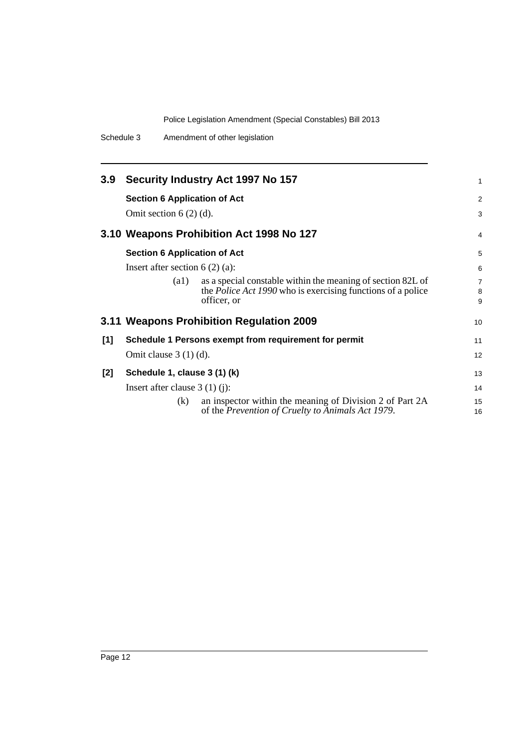## 3.9 Security Industry Act 1997 No 157

**Section 6 Application of Act**

Omit section 6 (2) (d).

## 3.10 Weapons Prohibition Act 1998 No 127

**Section 6 Application of Act**

Insert after section 6 (2) (a):

(a1) as a special constable within the meaning of section 82L of the *Police Act 1990* who is exercising functions of a police officer, or

## 3.11 Weapons Prohibition Regulation 2009

**[1] Schedule 1 Persons exempt from requirement for permit**

Omit clause 3 (1) (d).

**[2] Schedule 1, clause 3 (1) (k)**

Insert after clause 3 (1) (j):

(k) an inspector within the meaning of Division 2 of Part 2A of the *Prevention of Cruelty to Animals Act 1979*.